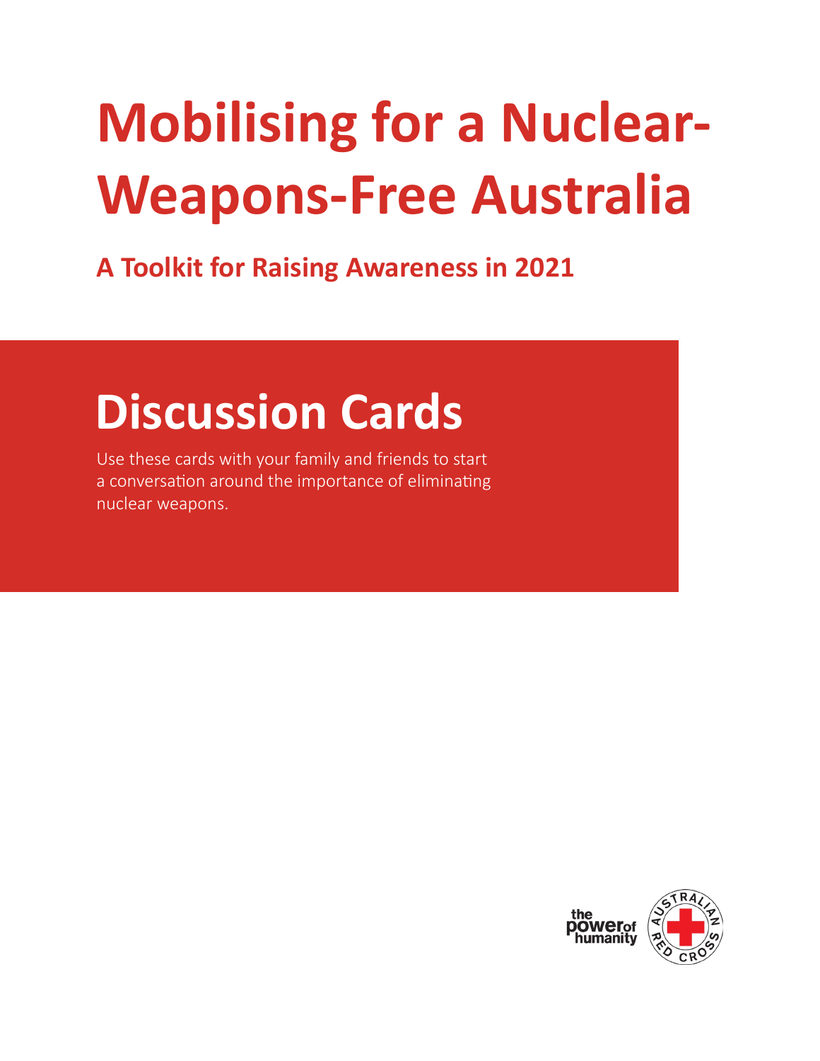# Mobilising for a Nuclear-Weapons-Free Australia

## A Toolkit for Raising Awareness in 2021

# Discussion Cards

Use these cards with your family and friends to start a conversation around the importance of eliminating nuclear weapons.

the power of humanity

AUSTRALIAN RED CROSS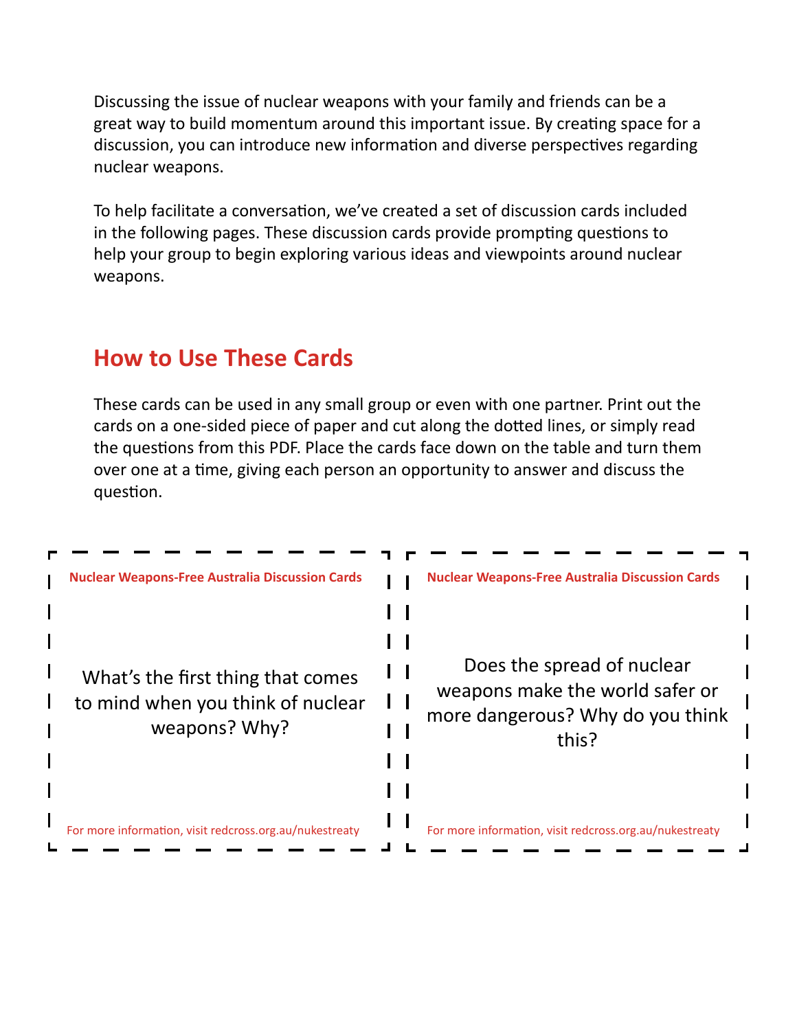Discussing the issue of nuclear weapons with your family and friends can be a great way to build momentum around this important issue. By creating space for a discussion, you can introduce new information and diverse perspectives regarding nuclear weapons.

To help facilitate a conversation, we've created a set of discussion cards included in the following pages. These discussion cards provide prompting questions to help your group to begin exploring various ideas and viewpoints around nuclear weapons.

## How to Use These Cards

These cards can be used in any small group or even with one partner. Print out the cards on a one-sided piece of paper and cut along the dotted lines, or simply read the questions from this PDF. Place the cards face down on the table and turn them over one at a time, giving each person an opportunity to answer and discuss the question.

**Nuclear Weapons-Free Australia Discussion Cards**

What's the first thing that comes to mind when you think of nuclear weapons? Why?

For more information, visit redcross.org.au/nukestreaty

**Nuclear Weapons-Free Australia Discussion Cards**

Does the spread of nuclear weapons make the world safer or more dangerous? Why do you think this?

For more information, visit redcross.org.au/nukestreaty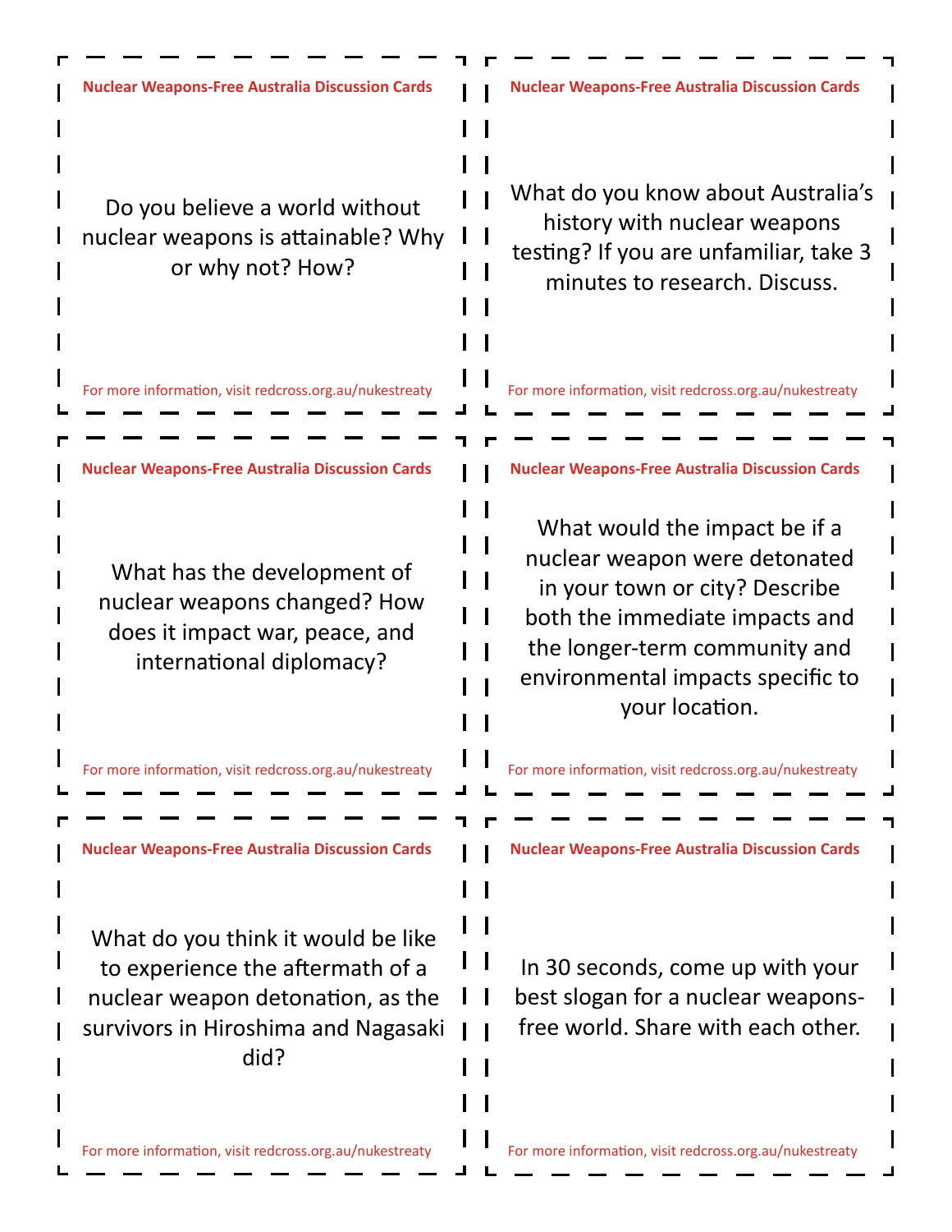**Nuclear Weapons-Free Australia Discussion Cards**

Do you believe a world without nuclear weapons is attainable? Why or why not? How?

For more information, visit redcross.org.au/nukestreaty

---

**Nuclear Weapons-Free Australia Discussion Cards**

What do you know about Australia's history with nuclear weapons testing? If you are unfamiliar, take 3 minutes to research. Discuss.

For more information, visit redcross.org.au/nukestreaty

---

**Nuclear Weapons-Free Australia Discussion Cards**

What has the development of nuclear weapons changed? How does it impact war, peace, and international diplomacy?

For more information, visit redcross.org.au/nukestreaty

---

**Nuclear Weapons-Free Australia Discussion Cards**

What would the impact be if a nuclear weapon were detonated in your town or city? Describe both the immediate impacts and the longer-term community and environmental impacts specific to your location.

For more information, visit redcross.org.au/nukestreaty

---

**Nuclear Weapons-Free Australia Discussion Cards**

What do you think it would be like to experience the aftermath of a nuclear weapon detonation, as the survivors in Hiroshima and Nagasaki did?

For more information, visit redcross.org.au/nukestreaty

---

**Nuclear Weapons-Free Australia Discussion Cards**

In 30 seconds, come up with your best slogan for a nuclear weapons-free world. Share with each other.

For more information, visit redcross.org.au/nukestreaty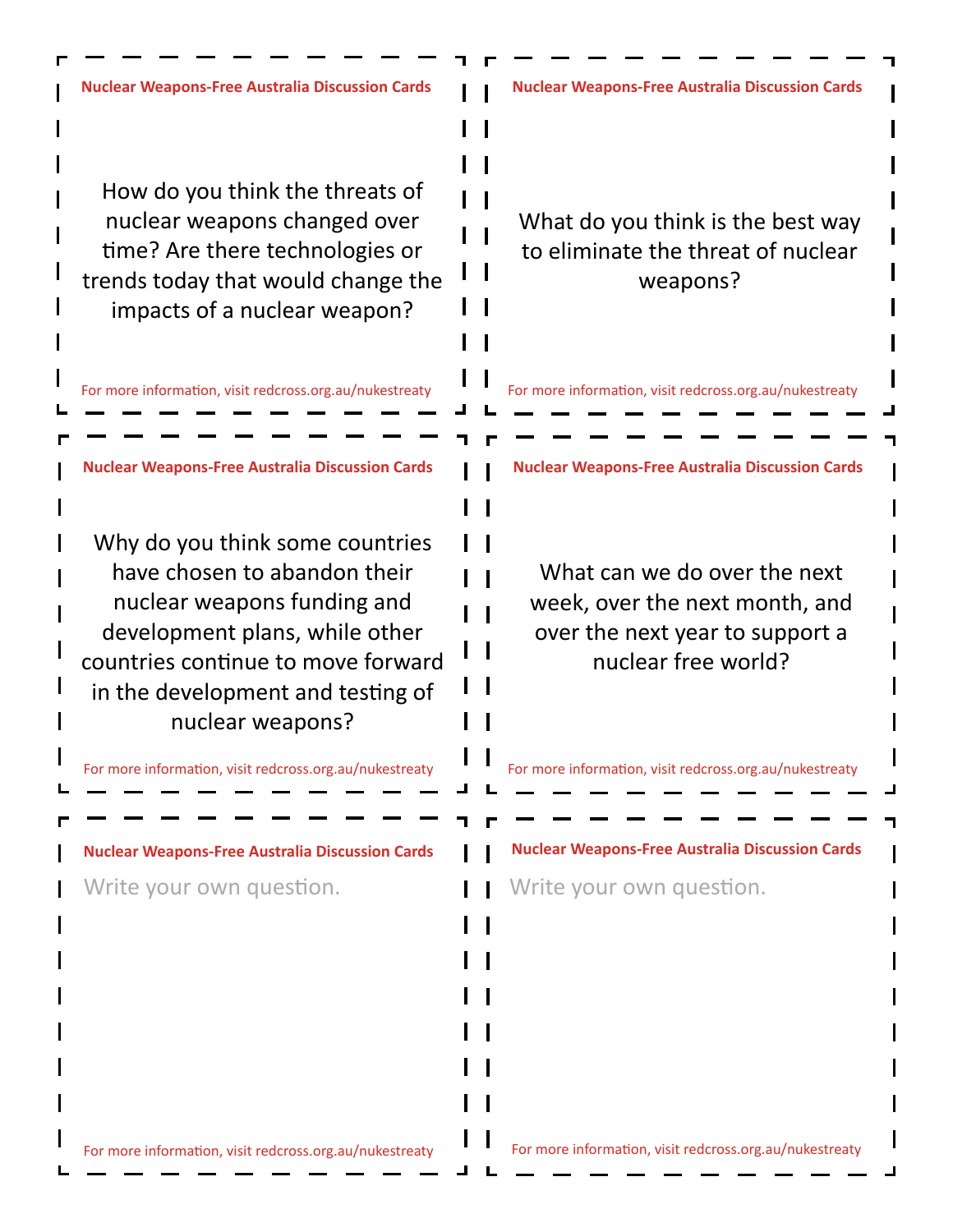**Nuclear Weapons-Free Australia Discussion Cards**

How do you think the threats of nuclear weapons changed over time? Are there technologies or trends today that would change the impacts of a nuclear weapon?

For more information, visit redcross.org.au/nukestreaty

---

**Nuclear Weapons-Free Australia Discussion Cards**

What do you think is the best way to eliminate the threat of nuclear weapons?

For more information, visit redcross.org.au/nukestreaty

---

**Nuclear Weapons-Free Australia Discussion Cards**

Why do you think some countries have chosen to abandon their nuclear weapons funding and development plans, while other countries continue to move forward in the development and testing of nuclear weapons?

For more information, visit redcross.org.au/nukestreaty

---

**Nuclear Weapons-Free Australia Discussion Cards**

What can we do over the next week, over the next month, and over the next year to support a nuclear free world?

For more information, visit redcross.org.au/nukestreaty

---

**Nuclear Weapons-Free Australia Discussion Cards**

Write your own question.

For more information, visit redcross.org.au/nukestreaty

---

**Nuclear Weapons-Free Australia Discussion Cards**

Write your own question.

For more information, visit redcross.org.au/nukestreaty